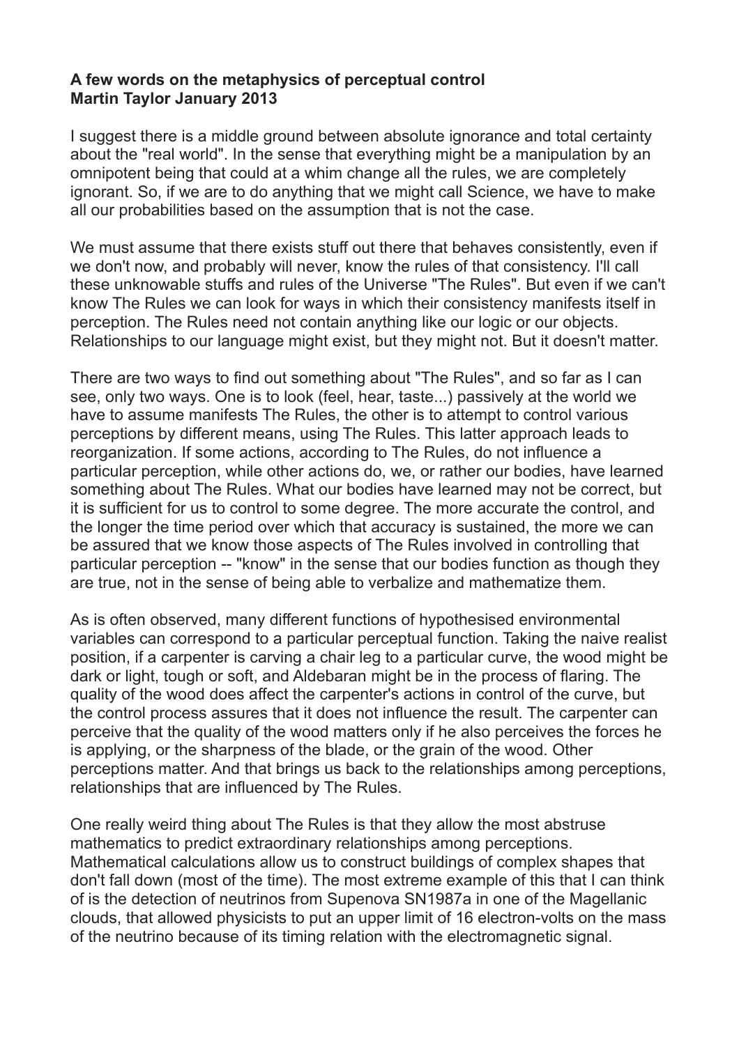**A few words on the metaphysics of perceptual control**
**Martin Taylor January 2013**

I suggest there is a middle ground between absolute ignorance and total certainty about the "real world". In the sense that everything might be a manipulation by an omnipotent being that could at a whim change all the rules, we are completely ignorant. So, if we are to do anything that we might call Science, we have to make all our probabilities based on the assumption that is not the case.

We must assume that there exists stuff out there that behaves consistently, even if we don't now, and probably will never, know the rules of that consistency. I'll call these unknowable stuffs and rules of the Universe "The Rules". But even if we can't know The Rules we can look for ways in which their consistency manifests itself in perception. The Rules need not contain anything like our logic or our objects. Relationships to our language might exist, but they might not. But it doesn't matter.

There are two ways to find out something about "The Rules", and so far as I can see, only two ways. One is to look (feel, hear, taste...) passively at the world we have to assume manifests The Rules, the other is to attempt to control various perceptions by different means, using The Rules. This latter approach leads to reorganization. If some actions, according to The Rules, do not influence a particular perception, while other actions do, we, or rather our bodies, have learned something about The Rules. What our bodies have learned may not be correct, but it is sufficient for us to control to some degree. The more accurate the control, and the longer the time period over which that accuracy is sustained, the more we can be assured that we know those aspects of The Rules involved in controlling that particular perception -- "know" in the sense that our bodies function as though they are true, not in the sense of being able to verbalize and mathematize them.

As is often observed, many different functions of hypothesised environmental variables can correspond to a particular perceptual function. Taking the naive realist position, if a carpenter is carving a chair leg to a particular curve, the wood might be dark or light, tough or soft, and Aldebaran might be in the process of flaring. The quality of the wood does affect the carpenter's actions in control of the curve, but the control process assures that it does not influence the result. The carpenter can perceive that the quality of the wood matters only if he also perceives the forces he is applying, or the sharpness of the blade, or the grain of the wood. Other perceptions matter. And that brings us back to the relationships among perceptions, relationships that are influenced by The Rules.

One really weird thing about The Rules is that they allow the most abstruse mathematics to predict extraordinary relationships among perceptions. Mathematical calculations allow us to construct buildings of complex shapes that don't fall down (most of the time). The most extreme example of this that I can think of is the detection of neutrinos from Supenova SN1987a in one of the Magellanic clouds, that allowed physicists to put an upper limit of 16 electron-volts on the mass of the neutrino because of its timing relation with the electromagnetic signal.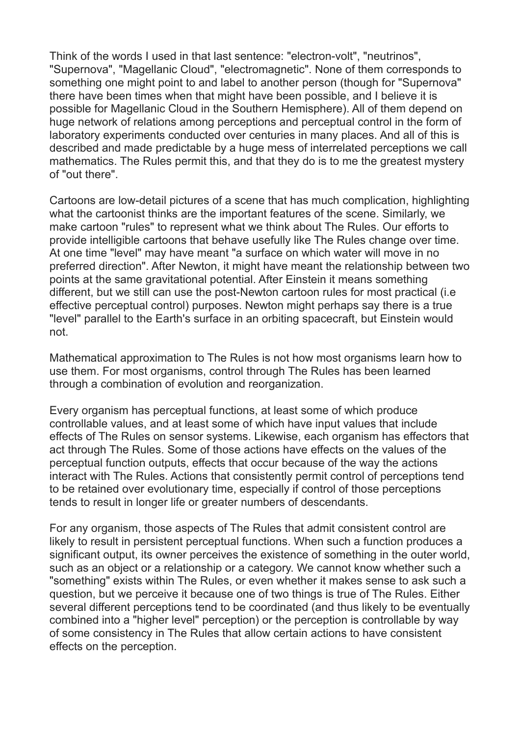Think of the words I used in that last sentence: "electron-volt", "neutrinos", "Supernova", "Magellanic Cloud", "electromagnetic". None of them corresponds to something one might point to and label to another person (though for "Supernova" there have been times when that might have been possible, and I believe it is possible for Magellanic Cloud in the Southern Hemisphere). All of them depend on huge network of relations among perceptions and perceptual control in the form of laboratory experiments conducted over centuries in many places. And all of this is described and made predictable by a huge mess of interrelated perceptions we call mathematics. The Rules permit this, and that they do is to me the greatest mystery of "out there".

Cartoons are low-detail pictures of a scene that has much complication, highlighting what the cartoonist thinks are the important features of the scene. Similarly, we make cartoon "rules" to represent what we think about The Rules. Our efforts to provide intelligible cartoons that behave usefully like The Rules change over time. At one time "level" may have meant "a surface on which water will move in no preferred direction". After Newton, it might have meant the relationship between two points at the same gravitational potential. After Einstein it means something different, but we still can use the post-Newton cartoon rules for most practical (i.e effective perceptual control) purposes. Newton might perhaps say there is a true "level" parallel to the Earth's surface in an orbiting spacecraft, but Einstein would not.

Mathematical approximation to The Rules is not how most organisms learn how to use them. For most organisms, control through The Rules has been learned through a combination of evolution and reorganization.

Every organism has perceptual functions, at least some of which produce controllable values, and at least some of which have input values that include effects of The Rules on sensor systems. Likewise, each organism has effectors that act through The Rules. Some of those actions have effects on the values of the perceptual function outputs, effects that occur because of the way the actions interact with The Rules. Actions that consistently permit control of perceptions tend to be retained over evolutionary time, especially if control of those perceptions tends to result in longer life or greater numbers of descendants.

For any organism, those aspects of The Rules that admit consistent control are likely to result in persistent perceptual functions. When such a function produces a significant output, its owner perceives the existence of something in the outer world, such as an object or a relationship or a category. We cannot know whether such a "something" exists within The Rules, or even whether it makes sense to ask such a question, but we perceive it because one of two things is true of The Rules. Either several different perceptions tend to be coordinated (and thus likely to be eventually combined into a "higher level" perception) or the perception is controllable by way of some consistency in The Rules that allow certain actions to have consistent effects on the perception.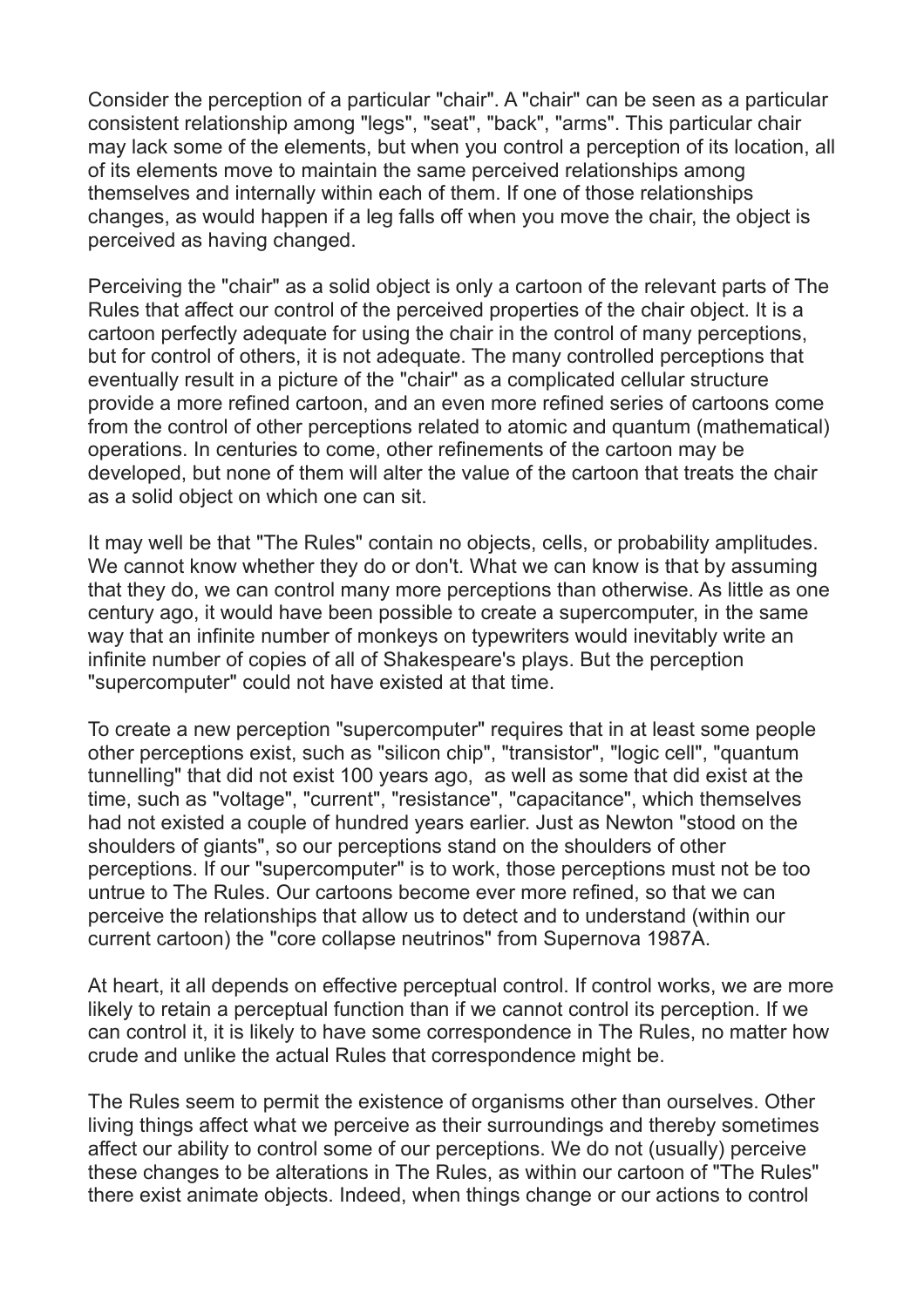Consider the perception of a particular "chair". A "chair" can be seen as a particular consistent relationship among "legs", "seat", "back", "arms". This particular chair may lack some of the elements, but when you control a perception of its location, all of its elements move to maintain the same perceived relationships among themselves and internally within each of them. If one of those relationships changes, as would happen if a leg falls off when you move the chair, the object is perceived as having changed.

Perceiving the "chair" as a solid object is only a cartoon of the relevant parts of The Rules that affect our control of the perceived properties of the chair object. It is a cartoon perfectly adequate for using the chair in the control of many perceptions, but for control of others, it is not adequate. The many controlled perceptions that eventually result in a picture of the "chair" as a complicated cellular structure provide a more refined cartoon, and an even more refined series of cartoons come from the control of other perceptions related to atomic and quantum (mathematical) operations. In centuries to come, other refinements of the cartoon may be developed, but none of them will alter the value of the cartoon that treats the chair as a solid object on which one can sit.

It may well be that "The Rules" contain no objects, cells, or probability amplitudes. We cannot know whether they do or don't. What we can know is that by assuming that they do, we can control many more perceptions than otherwise. As little as one century ago, it would have been possible to create a supercomputer, in the same way that an infinite number of monkeys on typewriters would inevitably write an infinite number of copies of all of Shakespeare's plays. But the perception "supercomputer" could not have existed at that time.

To create a new perception "supercomputer" requires that in at least some people other perceptions exist, such as "silicon chip", "transistor", "logic cell", "quantum tunnelling" that did not exist 100 years ago, as well as some that did exist at the time, such as "voltage", "current", "resistance", "capacitance", which themselves had not existed a couple of hundred years earlier. Just as Newton "stood on the shoulders of giants", so our perceptions stand on the shoulders of other perceptions. If our "supercomputer" is to work, those perceptions must not be too untrue to The Rules. Our cartoons become ever more refined, so that we can perceive the relationships that allow us to detect and to understand (within our current cartoon) the "core collapse neutrinos" from Supernova 1987A.

At heart, it all depends on effective perceptual control. If control works, we are more likely to retain a perceptual function than if we cannot control its perception. If we can control it, it is likely to have some correspondence in The Rules, no matter how crude and unlike the actual Rules that correspondence might be.

The Rules seem to permit the existence of organisms other than ourselves. Other living things affect what we perceive as their surroundings and thereby sometimes affect our ability to control some of our perceptions. We do not (usually) perceive these changes to be alterations in The Rules, as within our cartoon of "The Rules" there exist animate objects. Indeed, when things change or our actions to control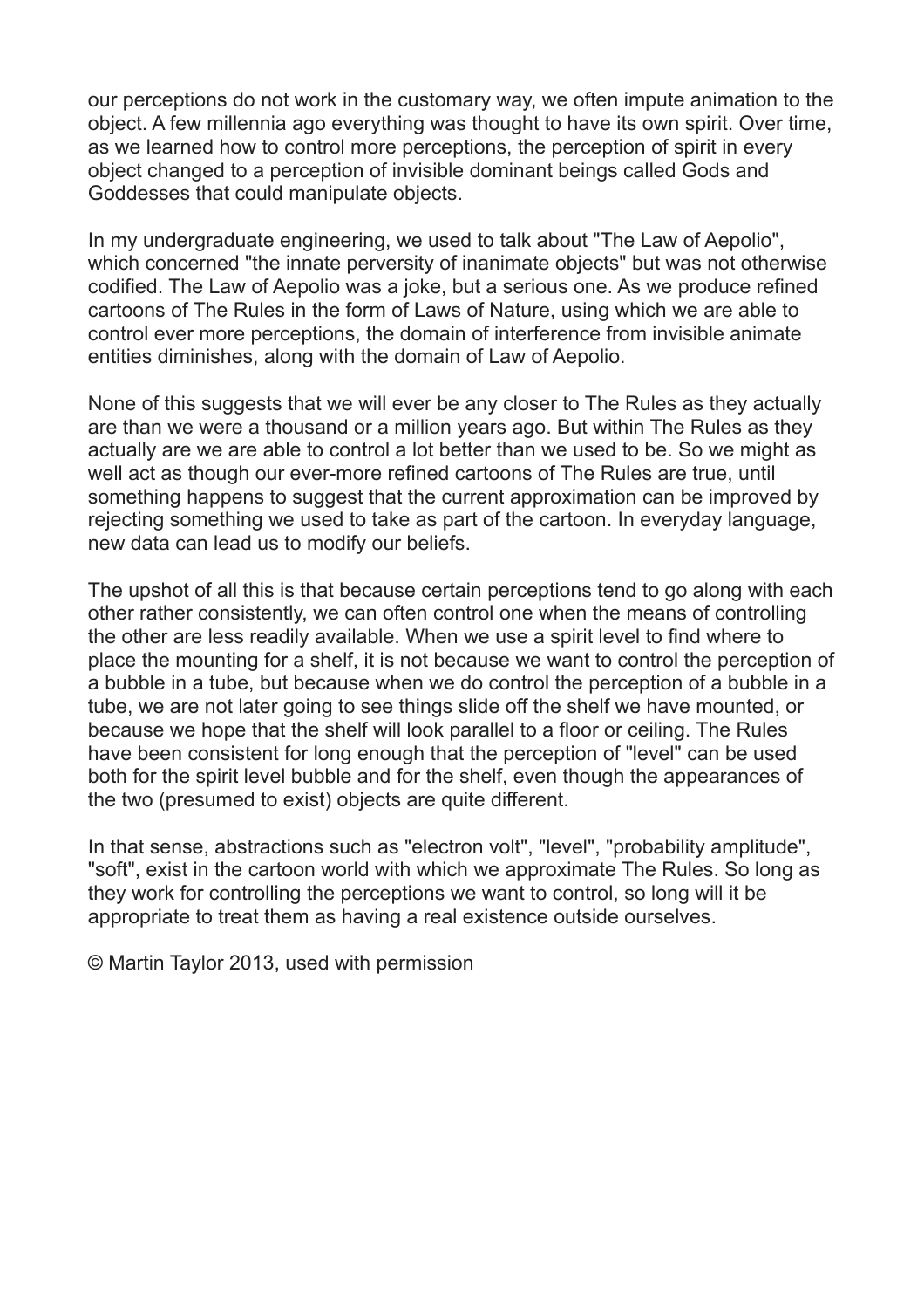our perceptions do not work in the customary way, we often impute animation to the object. A few millennia ago everything was thought to have its own spirit. Over time, as we learned how to control more perceptions, the perception of spirit in every object changed to a perception of invisible dominant beings called Gods and Goddesses that could manipulate objects.

In my undergraduate engineering, we used to talk about "The Law of Aepolio", which concerned "the innate perversity of inanimate objects" but was not otherwise codified. The Law of Aepolio was a joke, but a serious one. As we produce refined cartoons of The Rules in the form of Laws of Nature, using which we are able to control ever more perceptions, the domain of interference from invisible animate entities diminishes, along with the domain of Law of Aepolio.

None of this suggests that we will ever be any closer to The Rules as they actually are than we were a thousand or a million years ago. But within The Rules as they actually are we are able to control a lot better than we used to be. So we might as well act as though our ever-more refined cartoons of The Rules are true, until something happens to suggest that the current approximation can be improved by rejecting something we used to take as part of the cartoon. In everyday language, new data can lead us to modify our beliefs.

The upshot of all this is that because certain perceptions tend to go along with each other rather consistently, we can often control one when the means of controlling the other are less readily available. When we use a spirit level to find where to place the mounting for a shelf, it is not because we want to control the perception of a bubble in a tube, but because when we do control the perception of a bubble in a tube, we are not later going to see things slide off the shelf we have mounted, or because we hope that the shelf will look parallel to a floor or ceiling. The Rules have been consistent for long enough that the perception of "level" can be used both for the spirit level bubble and for the shelf, even though the appearances of the two (presumed to exist) objects are quite different.

In that sense, abstractions such as "electron volt", "level", "probability amplitude", "soft", exist in the cartoon world with which we approximate The Rules. So long as they work for controlling the perceptions we want to control, so long will it be appropriate to treat them as having a real existence outside ourselves.

© Martin Taylor 2013, used with permission